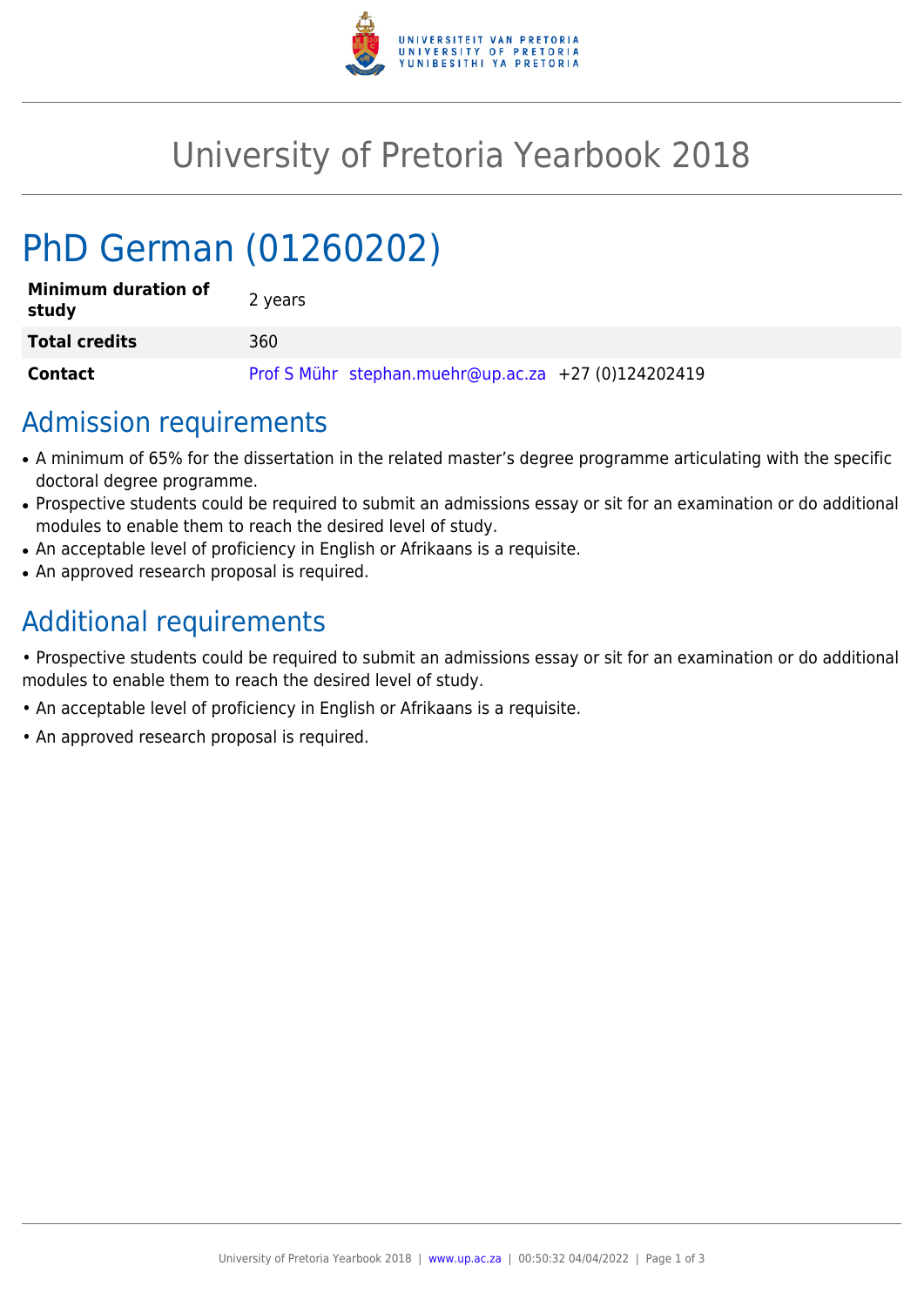# University of Pretoria Yearbook 2018

## PhD German (01260202)

| | |
|---|---|
| **Minimum duration of study** | 2 years |
| **Total credits** | 360 |
| **Contact** | Prof S Mühr stephan.muehr@up.ac.za +27 (0)124202419 |

## Admission requirements

- A minimum of 65% for the dissertation in the related master's degree programme articulating with the specific doctoral degree programme.
- Prospective students could be required to submit an admissions essay or sit for an examination or do additional modules to enable them to reach the desired level of study.
- An acceptable level of proficiency in English or Afrikaans is a requisite.
- An approved research proposal is required.

## Additional requirements

• Prospective students could be required to submit an admissions essay or sit for an examination or do additional modules to enable them to reach the desired level of study.

• An acceptable level of proficiency in English or Afrikaans is a requisite.

• An approved research proposal is required.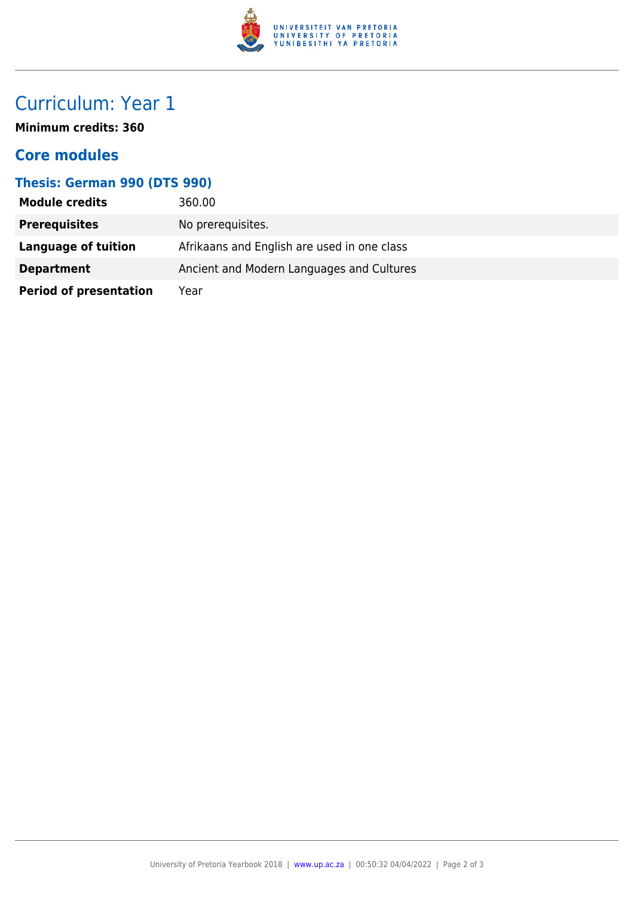# Curriculum: Year 1

**Minimum credits: 360**

## Core modules

### Thesis: German 990 (DTS 990)

| | |
|---|---|
| **Module credits** | 360.00 |
| **Prerequisites** | No prerequisites. |
| **Language of tuition** | Afrikaans and English are used in one class |
| **Department** | Ancient and Modern Languages and Cultures |
| **Period of presentation** | Year |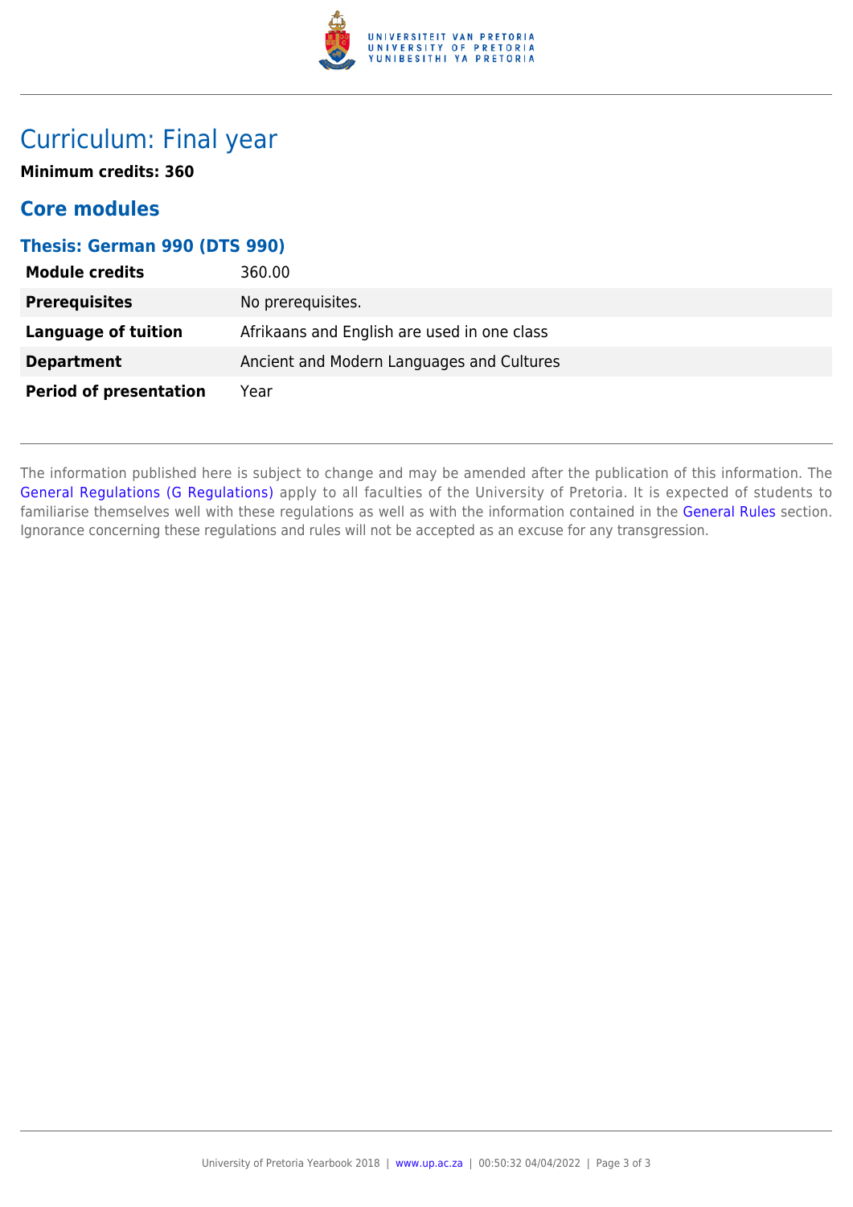# Curriculum: Final year

**Minimum credits: 360**

## Core modules

### Thesis: German 990 (DTS 990)

| | |
|---|---|
| **Module credits** | 360.00 |
| **Prerequisites** | No prerequisites. |
| **Language of tuition** | Afrikaans and English are used in one class |
| **Department** | Ancient and Modern Languages and Cultures |
| **Period of presentation** | Year |

The information published here is subject to change and may be amended after the publication of this information. The General Regulations (G Regulations) apply to all faculties of the University of Pretoria. It is expected of students to familiarise themselves well with these regulations as well as with the information contained in the General Rules section. Ignorance concerning these regulations and rules will not be accepted as an excuse for any transgression.